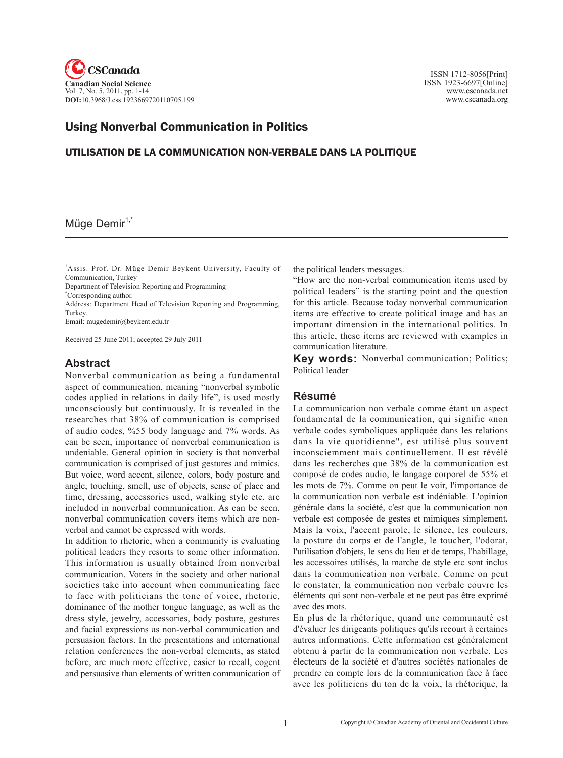# Using Nonverbal Communication in Politics

## UTILISATION DE LA COMMUNICATION NON-VERBALE DANS LA POLITIQUE

Müge Demir[1,*]

[1]Assis. Prof. Dr. Müge Demir Beykent University, Faculty of Communication, Turkey
Department of Television Reporting and Programming
[*]Corresponding author.
Address: Department Head of Television Reporting and Programming, Turkey.
Email: mugedemir@beykent.edu.tr

Received 25 June 2011; accepted 29 July 2011

## Abstract

Nonverbal communication as being a fundamental aspect of communication, meaning "nonverbal symbolic codes applied in relations in daily life", is used mostly unconsciously but continuously. It is revealed in the researches that 38% of communication is comprised of audio codes, %55 body language and 7% words. As can be seen, importance of nonverbal communication is undeniable. General opinion in society is that nonverbal communication is comprised of just gestures and mimics. But voice, word accent, silence, colors, body posture and angle, touching, smell, use of objects, sense of place and time, dressing, accessories used, walking style etc. are included in nonverbal communication. As can be seen, nonverbal communication covers items which are non-verbal and cannot be expressed with words.

In addition to rhetoric, when a community is evaluating political leaders they resorts to some other information. This information is usually obtained from nonverbal communication. Voters in the society and other national societies take into account when communicating face to face with politicians the tone of voice, rhetoric, dominance of the mother tongue language, as well as the dress style, jewelry, accessories, body posture, gestures and facial expressions as non-verbal communication and persuasion factors. In the presentations and international relation conferences the non-verbal elements, as stated before, are much more effective, easier to recall, cogent and persuasive than elements of written communication of the political leaders messages.

"How are the non-verbal communication items used by political leaders" is the starting point and the question for this article. Because today nonverbal communication items are effective to create political image and has an important dimension in the international politics. In this article, these items are reviewed with examples in communication literature.

**Key words:** Nonverbal communication; Politics; Political leader

## Résumé

La communication non verbale comme étant un aspect fondamental de la communication, qui signifie «non verbale codes symboliques appliquée dans les relations dans la vie quotidienne", est utilisé plus souvent inconsciemment mais continuellement. Il est révélé dans les recherches que 38% de la communication est composé de codes audio, le langage corporel de 55% et les mots de 7%. Comme on peut le voir, l'importance de la communication non verbale est indéniable. L'opinion générale dans la société, c'est que la communication non verbale est composée de gestes et mimiques simplement. Mais la voix, l'accent parole, le silence, les couleurs, la posture du corps et de l'angle, le toucher, l'odorat, l'utilisation d'objets, le sens du lieu et de temps, l'habillage, les accessoires utilisés, la marche de style etc sont inclus dans la communication non verbale. Comme on peut le constater, la communication non verbale couvre les éléments qui sont non-verbale et ne peut pas être exprimé avec des mots.

En plus de la rhétorique, quand une communauté est d'évaluer les dirigeants politiques qu'ils recourt à certaines autres informations. Cette information est généralement obtenu à partir de la communication non verbale. Les électeurs de la société et d'autres sociétés nationales de prendre en compte lors de la communication face à face avec les politiciens du ton de la voix, la rhétorique, la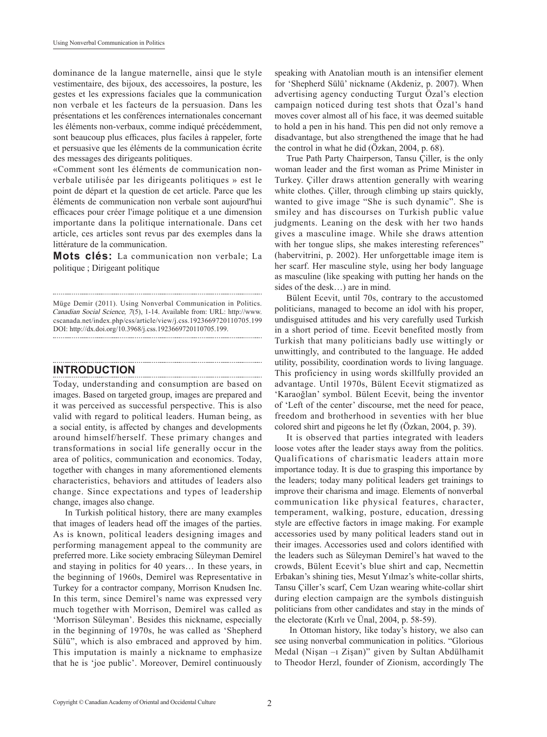dominance de la langue maternelle, ainsi que le style vestimentaire, des bijoux, des accessoires, la posture, les gestes et les expressions faciales que la communication non verbale et les facteurs de la persuasion. Dans les présentations et les conférences internationales concernant les éléments non-verbaux, comme indiqué précédemment, sont beaucoup plus efficaces, plus faciles à rappeler, forte et persuasive que les éléments de la communication écrite des messages des dirigeants politiques.

«Comment sont les éléments de communication non-verbale utilisée par les dirigeants politiques » est le point de départ et la question de cet article. Parce que les éléments de communication non verbale sont aujourd'hui efficaces pour créer l'image politique et a une dimension importante dans la politique internationale. Dans cet article, ces articles sont revus par des exemples dans la littérature de la communication.

**Mots clés:** La communication non verbale; La politique ; Dirigeant politique

Müge Demir (2011). Using Nonverbal Communication in Politics. *Canadian Social Science, 7*(5), 1-14. Available from: URL: http://www.cscanada.net/index.php/css/article/view/j.css.1923669720110705.199 DOI: http://dx.doi.org/10.3968/j.css.1923669720110705.199.

## INTRODUCTION

Today, understanding and consumption are based on images. Based on targeted group, images are prepared and it was perceived as successful perspective. This is also valid with regard to political leaders. Human being, as a social entity, is affected by changes and developments around himself/herself. These primary changes and transformations in social life generally occur in the area of politics, communication and economics. Today, together with changes in many aforementioned elements characteristics, behaviors and attitudes of leaders also change. Since expectations and types of leadership change, images also change.

In Turkish political history, there are many examples that images of leaders head off the images of the parties. As is known, political leaders designing images and performing management appeal to the community are preferred more. Like society embracing Süleyman Demirel and staying in politics for 40 years… In these years, in the beginning of 1960s, Demirel was Representative in Turkey for a contractor company, Morrison Knudsen Inc. In this term, since Demirel's name was expressed very much together with Morrison, Demirel was called as 'Morrison Süleyman'. Besides this nickname, especially in the beginning of 1970s, he was called as 'Shepherd Sülü", which is also embraced and approved by him. This imputation is mainly a nickname to emphasize that he is 'joe public'. Moreover, Demirel continuously speaking with Anatolian mouth is an intensifier element for 'Shepherd Sülü' nickname (Akdeniz, p. 2007). When advertising agency conducting Turgut Özal's election campaign noticed during test shots that Özal's hand moves cover almost all of his face, it was deemed suitable to hold a pen in his hand. This pen did not only remove a disadvantage, but also strengthened the image that he had the control in what he did (Özkan, 2004, p. 68).

True Path Party Chairperson, Tansu Çiller, is the only woman leader and the first woman as Prime Minister in Turkey. Çiller draws attention generally with wearing white clothes. Çiller, through climbing up stairs quickly, wanted to give image "She is such dynamic". She is smiley and has discourses on Turkish public value judgments. Leaning on the desk with her two hands gives a masculine image. While she draws attention with her tongue slips, she makes interesting references" (habervitrini, p. 2002). Her unforgettable image item is her scarf. Her masculine style, using her body language as masculine (like speaking with putting her hands on the sides of the desk…) are in mind.

Bülent Ecevit, until 70s, contrary to the accustomed politicians, managed to become an idol with his proper, undisguised attitudes and his very carefully used Turkish in a short period of time. Ecevit benefited mostly from Turkish that many politicians badly use wittingly or unwittingly, and contributed to the language. He added utility, possibility, coordination words to living language. This proficiency in using words skillfully provided an advantage. Until 1970s, Bülent Ecevit stigmatized as 'Karaoğlan' symbol. Bülent Ecevit, being the inventor of 'Left of the center' discourse, met the need for peace, freedom and brotherhood in seventies with her blue colored shirt and pigeons he let fly (Özkan, 2004, p. 39).

It is observed that parties integrated with leaders loose votes after the leader stays away from the politics. Qualifications of charismatic leaders attain more importance today. It is due to grasping this importance by the leaders; today many political leaders get trainings to improve their charisma and image. Elements of nonverbal communication like physical features, character, temperament, walking, posture, education, dressing style are effective factors in image making. For example accessories used by many political leaders stand out in their images. Accessories used and colors identified with the leaders such as Süleyman Demirel's hat waved to the crowds, Bülent Ecevit's blue shirt and cap, Necmettin Erbakan's shining ties, Mesut Yılmaz's white-collar shirts, Tansu Çiller's scarf, Cem Uzan wearing white-collar shirt during election campaign are the symbols distinguish politicians from other candidates and stay in the minds of the electorate (Kırlı ve Ünal, 2004, p. 58-59).

In Ottoman history, like today's history, we also can see using nonverbal communication in politics. "Glorious Medal (Nişan –ı Zişan)" given by Sultan Abdülhamit to Theodor Herzl, founder of Zionism, accordingly The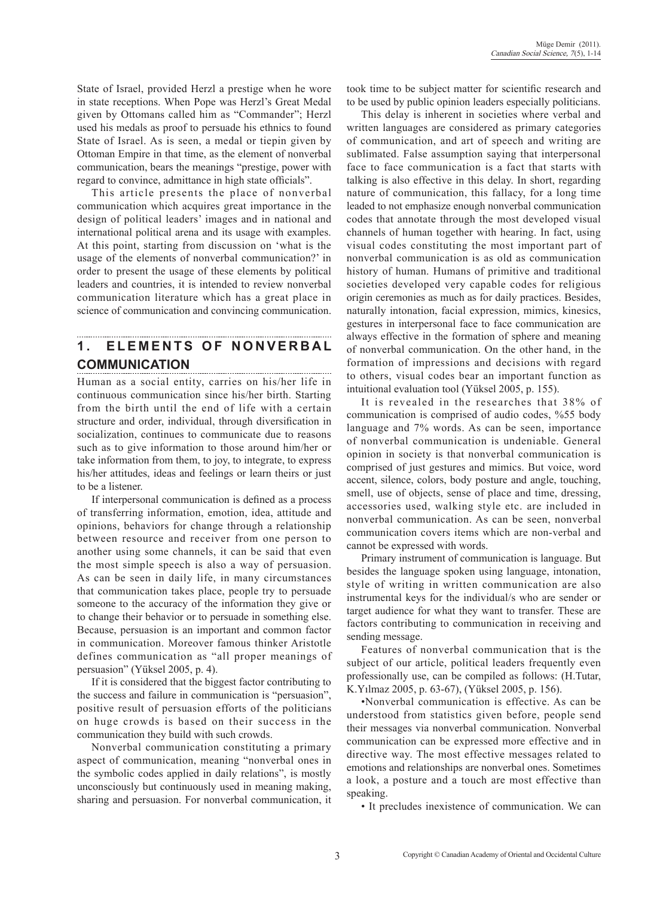State of Israel, provided Herzl a prestige when he wore in state receptions. When Pope was Herzl's Great Medal given by Ottomans called him as "Commander"; Herzl used his medals as proof to persuade his ethnics to found State of Israel. As is seen, a medal or tiepin given by Ottoman Empire in that time, as the element of nonverbal communication, bears the meanings "prestige, power with regard to convince, admittance in high state officials".

This article presents the place of nonverbal communication which acquires great importance in the design of political leaders' images and in national and international political arena and its usage with examples. At this point, starting from discussion on 'what is the usage of the elements of nonverbal communication?' in order to present the usage of these elements by political leaders and countries, it is intended to review nonverbal communication literature which has a great place in science of communication and convincing communication.

## 1. ELEMENTS OF NONVERBAL COMMUNICATION

Human as a social entity, carries on his/her life in continuous communication since his/her birth. Starting from the birth until the end of life with a certain structure and order, individual, through diversification in socialization, continues to communicate due to reasons such as to give information to those around him/her or take information from them, to joy, to integrate, to express his/her attitudes, ideas and feelings or learn theirs or just to be a listener.

If interpersonal communication is defined as a process of transferring information, emotion, idea, attitude and opinions, behaviors for change through a relationship between resource and receiver from one person to another using some channels, it can be said that even the most simple speech is also a way of persuasion. As can be seen in daily life, in many circumstances that communication takes place, people try to persuade someone to the accuracy of the information they give or to change their behavior or to persuade in something else. Because, persuasion is an important and common factor in communication. Moreover famous thinker Aristotle defines communication as "all proper meanings of persuasion" (Yüksel 2005, p. 4).

If it is considered that the biggest factor contributing to the success and failure in communication is "persuasion", positive result of persuasion efforts of the politicians on huge crowds is based on their success in the communication they build with such crowds.

Nonverbal communication constituting a primary aspect of communication, meaning "nonverbal ones in the symbolic codes applied in daily relations", is mostly unconsciously but continuously used in meaning making, sharing and persuasion. For nonverbal communication, it took time to be subject matter for scientific research and to be used by public opinion leaders especially politicians.

This delay is inherent in societies where verbal and written languages are considered as primary categories of communication, and art of speech and writing are sublimated. False assumption saying that interpersonal face to face communication is a fact that starts with talking is also effective in this delay. In short, regarding nature of communication, this fallacy, for a long time leaded to not emphasize enough nonverbal communication codes that annotate through the most developed visual channels of human together with hearing. In fact, using visual codes constituting the most important part of nonverbal communication is as old as communication history of human. Humans of primitive and traditional societies developed very capable codes for religious origin ceremonies as much as for daily practices. Besides, naturally intonation, facial expression, mimics, kinesics, gestures in interpersonal face to face communication are always effective in the formation of sphere and meaning of nonverbal communication. On the other hand, in the formation of impressions and decisions with regard to others, visual codes bear an important function as intuitional evaluation tool (Yüksel 2005, p. 155).

It is revealed in the researches that 38% of communication is comprised of audio codes, %55 body language and 7% words. As can be seen, importance of nonverbal communication is undeniable. General opinion in society is that nonverbal communication is comprised of just gestures and mimics. But voice, word accent, silence, colors, body posture and angle, touching, smell, use of objects, sense of place and time, dressing, accessories used, walking style etc. are included in nonverbal communication. As can be seen, nonverbal communication covers items which are non-verbal and cannot be expressed with words.

Primary instrument of communication is language. But besides the language spoken using language, intonation, style of writing in written communication are also instrumental keys for the individual/s who are sender or target audience for what they want to transfer. These are factors contributing to communication in receiving and sending message.

Features of nonverbal communication that is the subject of our article, political leaders frequently even professionally use, can be compiled as follows: (H.Tutar, K.Yılmaz 2005, p. 63-67), (Yüksel 2005, p. 156).

- Nonverbal communication is effective. As can be understood from statistics given before, people send their messages via nonverbal communication. Nonverbal communication can be expressed more effective and in directive way. The most effective messages related to emotions and relationships are nonverbal ones. Sometimes a look, a posture and a touch are most effective than speaking.
- It precludes inexistence of communication. We can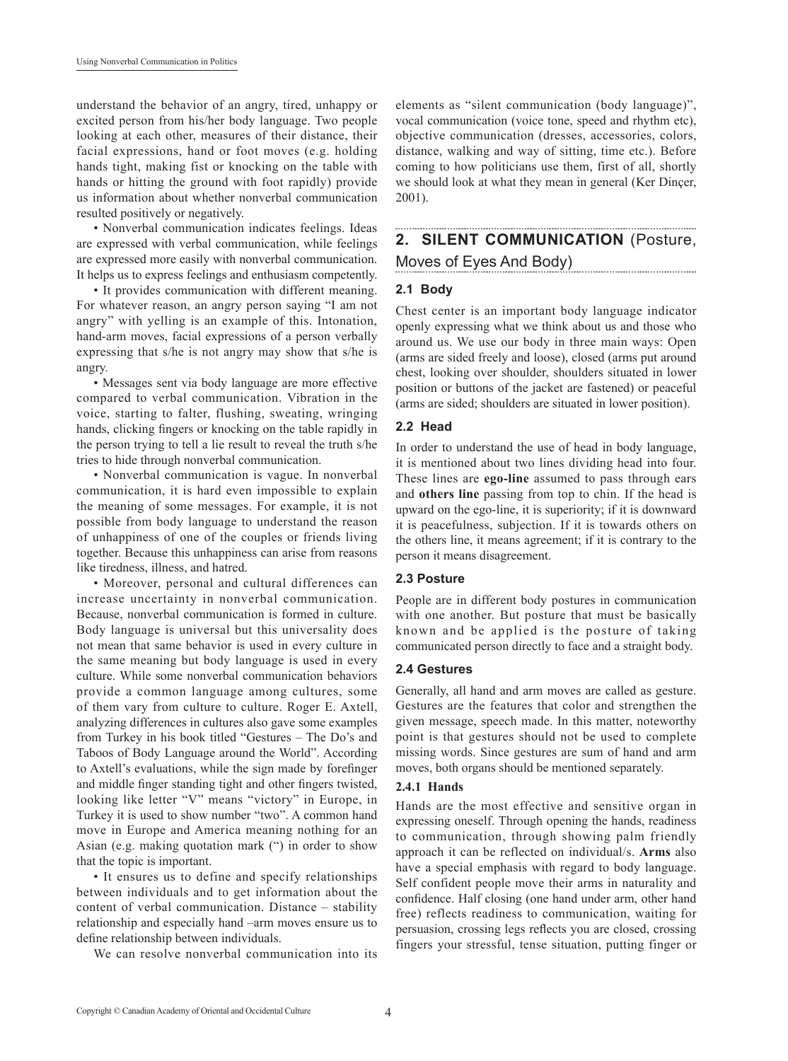understand the behavior of an angry, tired, unhappy or excited person from his/her body language. Two people looking at each other, measures of their distance, their facial expressions, hand or foot moves (e.g. holding hands tight, making fist or knocking on the table with hands or hitting the ground with foot rapidly) provide us information about whether nonverbal communication resulted positively or negatively.

- Nonverbal communication indicates feelings. Ideas are expressed with verbal communication, while feelings are expressed more easily with nonverbal communication. It helps us to express feelings and enthusiasm competently.
- It provides communication with different meaning. For whatever reason, an angry person saying "I am not angry" with yelling is an example of this. Intonation, hand-arm moves, facial expressions of a person verbally expressing that s/he is not angry may show that s/he is angry.
- Messages sent via body language are more effective compared to verbal communication. Vibration in the voice, starting to falter, flushing, sweating, wringing hands, clicking fingers or knocking on the table rapidly in the person trying to tell a lie result to reveal the truth s/he tries to hide through nonverbal communication.
- Nonverbal communication is vague. In nonverbal communication, it is hard even impossible to explain the meaning of some messages. For example, it is not possible from body language to understand the reason of unhappiness of one of the couples or friends living together. Because this unhappiness can arise from reasons like tiredness, illness, and hatred.
- Moreover, personal and cultural differences can increase uncertainty in nonverbal communication. Because, nonverbal communication is formed in culture. Body language is universal but this universality does not mean that same behavior is used in every culture in the same meaning but body language is used in every culture. While some nonverbal communication behaviors provide a common language among cultures, some of them vary from culture to culture. Roger E. Axtell, analyzing differences in cultures also gave some examples from Turkey in his book titled "Gestures – The Do's and Taboos of Body Language around the World". According to Axtell's evaluations, while the sign made by forefinger and middle finger standing tight and other fingers twisted, looking like letter "V" means "victory" in Europe, in Turkey it is used to show number "two". A common hand move in Europe and America meaning nothing for an Asian (e.g. making quotation mark (") in order to show that the topic is important.
- It ensures us to define and specify relationships between individuals and to get information about the content of verbal communication. Distance – stability relationship and especially hand –arm moves ensure us to define relationship between individuals.

We can resolve nonverbal communication into its elements as "silent communication (body language)", vocal communication (voice tone, speed and rhythm etc), objective communication (dresses, accessories, colors, distance, walking and way of sitting, time etc.). Before coming to how politicians use them, first of all, shortly we should look at what they mean in general (Ker Dinçer, 2001).

## 2. SILENT COMMUNICATION (Posture, Moves of Eyes And Body)

### 2.1 Body

Chest center is an important body language indicator openly expressing what we think about us and those who around us. We use our body in three main ways: Open (arms are sided freely and loose), closed (arms put around chest, looking over shoulder, shoulders situated in lower position or buttons of the jacket are fastened) or peaceful (arms are sided; shoulders are situated in lower position).

### 2.2 Head

In order to understand the use of head in body language, it is mentioned about two lines dividing head into four. These lines are **ego-line** assumed to pass through ears and **others line** passing from top to chin. If the head is upward on the ego-line, it is superiority; if it is downward it is peacefulness, subjection. If it is towards others on the others line, it means agreement; if it is contrary to the person it means disagreement.

### 2.3 Posture

People are in different body postures in communication with one another. But posture that must be basically known and be applied is the posture of taking communicated person directly to face and a straight body.

### 2.4 Gestures

Generally, all hand and arm moves are called as gesture. Gestures are the features that color and strengthen the given message, speech made. In this matter, noteworthy point is that gestures should not be used to complete missing words. Since gestures are sum of hand and arm moves, both organs should be mentioned separately.

#### 2.4.1 Hands

Hands are the most effective and sensitive organ in expressing oneself. Through opening the hands, readiness to communication, through showing palm friendly approach it can be reflected on individual/s. **Arms** also have a special emphasis with regard to body language. Self confident people move their arms in naturality and confidence. Half closing (one hand under arm, other hand free) reflects readiness to communication, waiting for persuasion, crossing legs reflects you are closed, crossing fingers your stressful, tense situation, putting finger or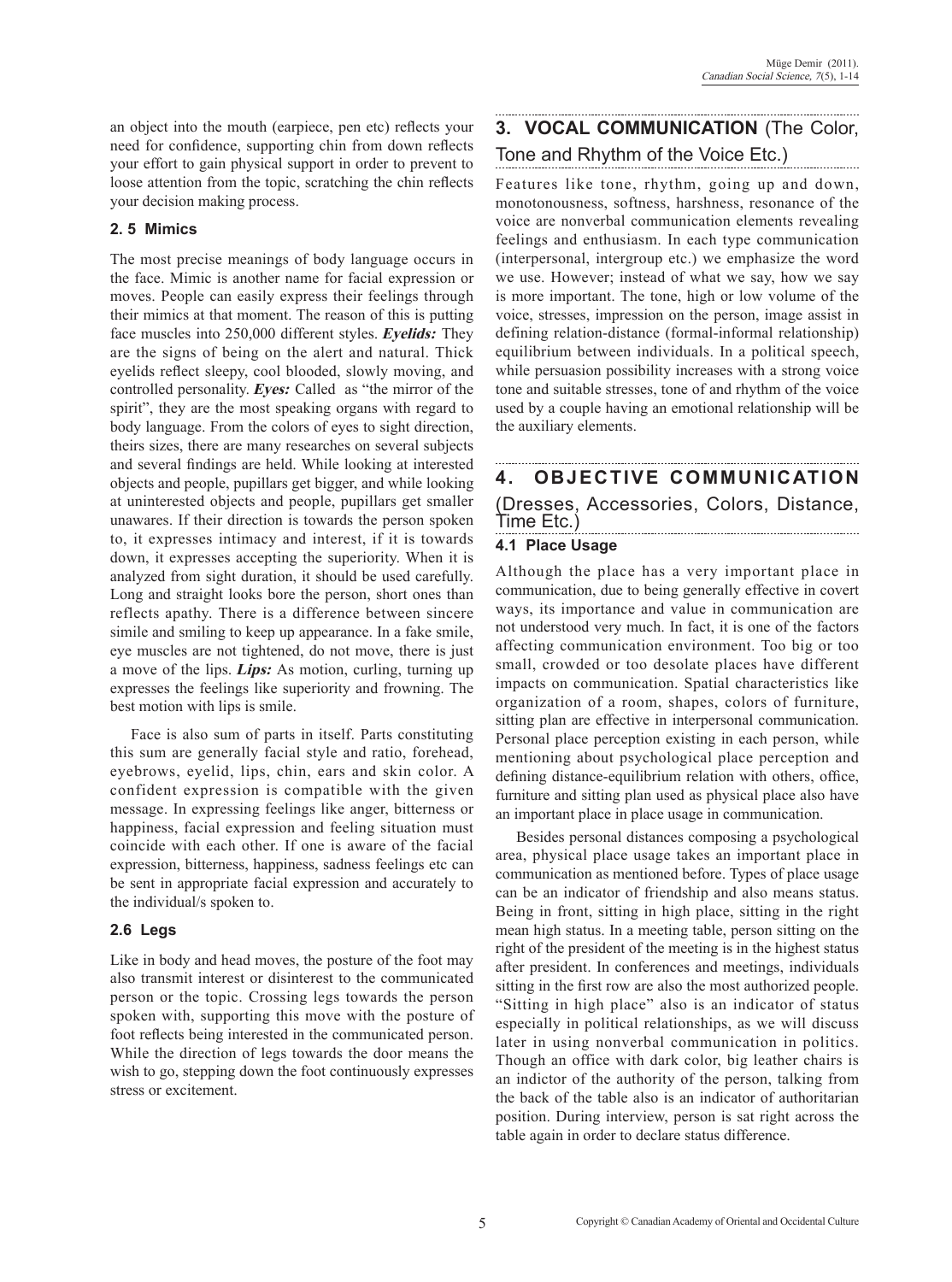an object into the mouth (earpiece, pen etc) reflects your need for confidence, supporting chin from down reflects your effort to gain physical support in order to prevent to loose attention from the topic, scratching the chin reflects your decision making process.

### 2. 5 Mimics

The most precise meanings of body language occurs in the face. Mimic is another name for facial expression or moves. People can easily express their feelings through their mimics at that moment. The reason of this is putting face muscles into 250,000 different styles. ***Eyelids:*** They are the signs of being on the alert and natural. Thick eyelids reflect sleepy, cool blooded, slowly moving, and controlled personality. ***Eyes:*** Called as "the mirror of the spirit", they are the most speaking organs with regard to body language. From the colors of eyes to sight direction, theirs sizes, there are many researches on several subjects and several findings are held. While looking at interested objects and people, pupillars get bigger, and while looking at uninterested objects and people, pupillars get smaller unawares. If their direction is towards the person spoken to, it expresses intimacy and interest, if it is towards down, it expresses accepting the superiority. When it is analyzed from sight duration, it should be used carefully. Long and straight looks bore the person, short ones than reflects apathy. There is a difference between sincere simile and smiling to keep up appearance. In a fake smile, eye muscles are not tightened, do not move, there is just a move of the lips. ***Lips:*** As motion, curling, turning up expresses the feelings like superiority and frowning. The best motion with lips is smile.

Face is also sum of parts in itself. Parts constituting this sum are generally facial style and ratio, forehead, eyebrows, eyelid, lips, chin, ears and skin color. A confident expression is compatible with the given message. In expressing feelings like anger, bitterness or happiness, facial expression and feeling situation must coincide with each other. If one is aware of the facial expression, bitterness, happiness, sadness feelings etc can be sent in appropriate facial expression and accurately to the individual/s spoken to.

### 2.6 Legs

Like in body and head moves, the posture of the foot may also transmit interest or disinterest to the communicated person or the topic. Crossing legs towards the person spoken with, supporting this move with the posture of foot reflects being interested in the communicated person. While the direction of legs towards the door means the wish to go, stepping down the foot continuously expresses stress or excitement.

## 3. VOCAL COMMUNICATION (The Color, Tone and Rhythm of the Voice Etc.)

Features like tone, rhythm, going up and down, monotonousness, softness, harshness, resonance of the voice are nonverbal communication elements revealing feelings and enthusiasm. In each type communication (interpersonal, intergroup etc.) we emphasize the word we use. However; instead of what we say, how we say is more important. The tone, high or low volume of the voice, stresses, impression on the person, image assist in defining relation-distance (formal-informal relationship) equilibrium between individuals. In a political speech, while persuasion possibility increases with a strong voice tone and suitable stresses, tone of and rhythm of the voice used by a couple having an emotional relationship will be the auxiliary elements.

## 4. OBJECTIVE COMMUNICATION (Dresses, Accessories, Colors, Distance, Time Etc.)

### 4.1 Place Usage

Although the place has a very important place in communication, due to being generally effective in covert ways, its importance and value in communication are not understood very much. In fact, it is one of the factors affecting communication environment. Too big or too small, crowded or too desolate places have different impacts on communication. Spatial characteristics like organization of a room, shapes, colors of furniture, sitting plan are effective in interpersonal communication. Personal place perception existing in each person, while mentioning about psychological place perception and defining distance-equilibrium relation with others, office, furniture and sitting plan used as physical place also have an important place in place usage in communication.

Besides personal distances composing a psychological area, physical place usage takes an important place in communication as mentioned before. Types of place usage can be an indicator of friendship and also means status. Being in front, sitting in high place, sitting in the right mean high status. In a meeting table, person sitting on the right of the president of the meeting is in the highest status after president. In conferences and meetings, individuals sitting in the first row are also the most authorized people. "Sitting in high place" also is an indicator of status especially in political relationships, as we will discuss later in using nonverbal communication in politics. Though an office with dark color, big leather chairs is an indictor of the authority of the person, talking from the back of the table also is an indicator of authoritarian position. During interview, person is sat right across the table again in order to declare status difference.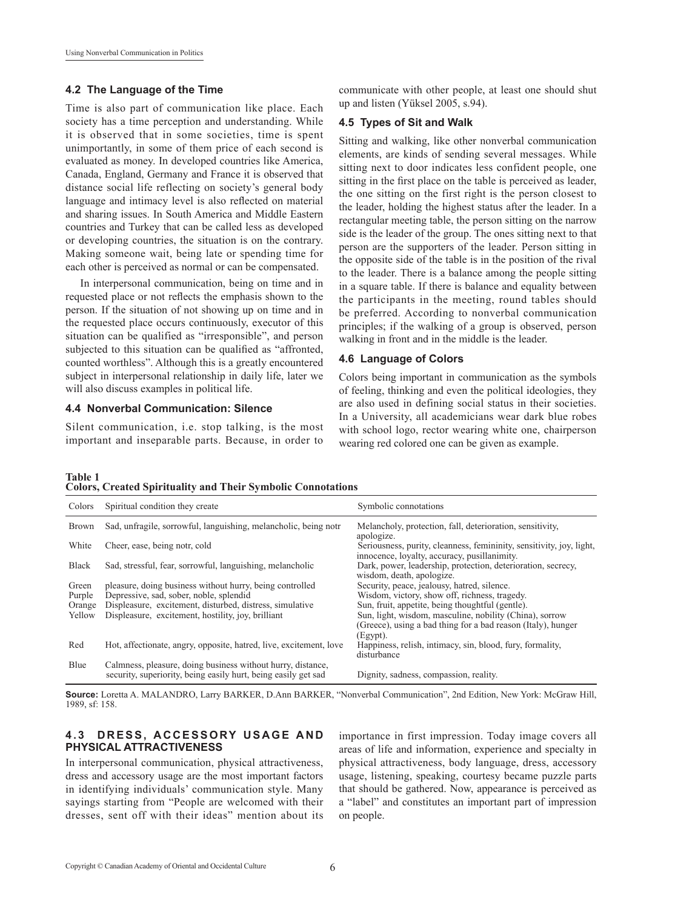### 4.2 The Language of the Time

Time is also part of communication like place. Each society has a time perception and understanding. While it is observed that in some societies, time is spent unimportantly, in some of them price of each second is evaluated as money. In developed countries like America, Canada, England, Germany and France it is observed that distance social life reflecting on society's general body language and intimacy level is also reflected on material and sharing issues. In South America and Middle Eastern countries and Turkey that can be called less as developed or developing countries, the situation is on the contrary. Making someone wait, being late or spending time for each other is perceived as normal or can be compensated.

In interpersonal communication, being on time and in requested place or not reflects the emphasis shown to the person. If the situation of not showing up on time and in the requested place occurs continuously, executor of this situation can be qualified as "irresponsible", and person subjected to this situation can be qualified as "affronted, counted worthless". Although this is a greatly encountered subject in interpersonal relationship in daily life, later we will also discuss examples in political life.

### 4.4 Nonverbal Communication: Silence

Silent communication, i.e. stop talking, is the most important and inseparable parts. Because, in order to communicate with other people, at least one should shut up and listen (Yüksel 2005, s.94).

### 4.5 Types of Sit and Walk

Sitting and walking, like other nonverbal communication elements, are kinds of sending several messages. While sitting next to door indicates less confident people, one sitting in the first place on the table is perceived as leader, the one sitting on the first right is the person closest to the leader, holding the highest status after the leader. In a rectangular meeting table, the person sitting on the narrow side is the leader of the group. The ones sitting next to that person are the supporters of the leader. Person sitting in the opposite side of the table is in the position of the rival to the leader. There is a balance among the people sitting in a square table. If there is balance and equality between the participants in the meeting, round tables should be preferred. According to nonverbal communication principles; if the walking of a group is observed, person walking in front and in the middle is the leader.

### 4.6 Language of Colors

Colors being important in communication as the symbols of feeling, thinking and even the political ideologies, they are also used in defining social status in their societies. In a University, all academicians wear dark blue robes with school logo, rector wearing white one, chairperson wearing red colored one can be given as example.

**Table 1**
**Colors, Created Spirituality and Their Symbolic Connotations**

| Colors | Spiritual condition they create | Symbolic connotations |
|---|---|---|
| Brown | Sad, unfragile, sorrowful, languishing, melancholic, being notr | Melancholy, protection, fall, deterioration, sensitivity, apologize. |
| White | Cheer, ease, being notr, cold | Seriousness, purity, cleanness, femininity, sensitivity, joy, light, innocence, loyalty, accuracy, pusillanimity. |
| Black | Sad, stressful, fear, sorrowful, languishing, melancholic | Dark, power, leadership, protection, deterioration, secrecy, wisdom, death, apologize. |
| Green | pleasure, doing business without hurry, being controlled | Security, peace, jealousy, hatred, silence. |
| Purple | Depressive, sad, sober, noble, splendid | Wisdom, victory, show off, richness, tragedy. |
| Orange | Displeasure, excitement, disturbed, distress, simulative | Sun, fruit, appetite, being thoughtful (gentle). |
| Yellow | Displeasure, excitement, hostility, joy, brilliant | Sun, light, wisdom, masculine, nobility (China), sorrow (Greece), using a bad thing for a bad reason (Italy), hunger (Egypt). |
| Red | Hot, affectionate, angry, opposite, hatred, live, excitement, love | Happiness, relish, intimacy, sin, blood, fury, formality, disturbance |
| Blue | Calmness, pleasure, doing business without hurry, distance, security, superiority, being easily hurt, being easily get sad | Dignity, sadness, compassion, reality. |

**Source:** Loretta A. MALANDRO, Larry BARKER, D.Ann BARKER, "Nonverbal Communication", 2nd Edition, New York: McGraw Hill, 1989, sf: 158.

### 4.3 DRESS, ACCESSORY USAGE AND PHYSICAL ATTRACTIVENESS

In interpersonal communication, physical attractiveness, dress and accessory usage are the most important factors in identifying individuals' communication style. Many sayings starting from "People are welcomed with their dresses, sent off with their ideas" mention about its importance in first impression. Today image covers all areas of life and information, experience and specialty in physical attractiveness, body language, dress, accessory usage, listening, speaking, courtesy became puzzle parts that should be gathered. Now, appearance is perceived as a "label" and constitutes an important part of impression on people.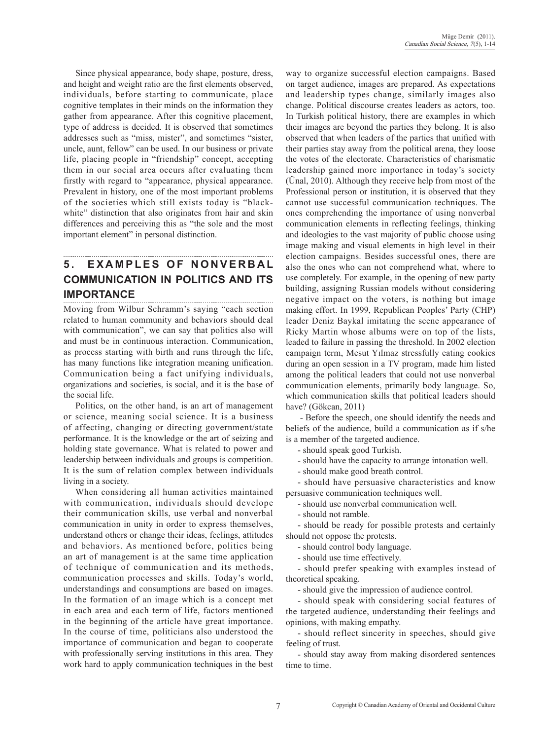Since physical appearance, body shape, posture, dress, and height and weight ratio are the first elements observed, individuals, before starting to communicate, place cognitive templates in their minds on the information they gather from appearance. After this cognitive placement, type of address is decided. It is observed that sometimes addresses such as "miss, mister", and sometimes "sister, uncle, aunt, fellow" can be used. In our business or private life, placing people in "friendship" concept, accepting them in our social area occurs after evaluating them firstly with regard to "appearance, physical appearance. Prevalent in history, one of the most important problems of the societies which still exists today is "black-white" distinction that also originates from hair and skin differences and perceiving this as "the sole and the most important element" in personal distinction.

## 5. EXAMPLES OF NONVERBAL COMMUNICATION IN POLITICS AND ITS IMPORTANCE

Moving from Wilbur Schramm's saying "each section related to human community and behaviors should deal with communication", we can say that politics also will and must be in continuous interaction. Communication, as process starting with birth and runs through the life, has many functions like integration meaning unification. Communication being a fact unifying individuals, organizations and societies, is social, and it is the base of the social life.

Politics, on the other hand, is an art of management or science, meaning social science. It is a business of affecting, changing or directing government/state performance. It is the knowledge or the art of seizing and holding state governance. What is related to power and leadership between individuals and groups is competition. It is the sum of relation complex between individuals living in a society.

When considering all human activities maintained with communication, individuals should develope their communication skills, use verbal and nonverbal communication in unity in order to express themselves, understand others or change their ideas, feelings, attitudes and behaviors. As mentioned before, politics being an art of management is at the same time application of technique of communication and its methods, communication processes and skills. Today's world, understandings and consumptions are based on images. In the formation of an image which is a concept met in each area and each term of life, factors mentioned in the beginning of the article have great importance. In the course of time, politicians also understood the importance of communication and began to cooperate with professionally serving institutions in this area. They work hard to apply communication techniques in the best way to organize successful election campaigns. Based on target audience, images are prepared. As expectations and leadership types change, similarly images also change. Political discourse creates leaders as actors, too. In Turkish political history, there are examples in which their images are beyond the parties they belong. It is also observed that when leaders of the parties that unified with their parties stay away from the political arena, they loose the votes of the electorate. Characteristics of charismatic leadership gained more importance in today's society (Ünal, 2010). Although they receive help from most of the Professional person or institution, it is observed that they cannot use successful communication techniques. The ones comprehending the importance of using nonverbal communication elements in reflecting feelings, thinking and ideologies to the vast majority of public choose using image making and visual elements in high level in their election campaigns. Besides successful ones, there are also the ones who can not comprehend what, where to use completely. For example, in the opening of new party building, assigning Russian models without considering negative impact on the voters, is nothing but image making effort. In 1999, Republican Peoples' Party (CHP) leader Deniz Baykal imitating the scene appearance of Ricky Martin whose albums were on top of the lists, leaded to failure in passing the threshold. In 2002 election campaign term, Mesut Yılmaz stressfully eating cookies during an open session in a TV program, made him listed among the political leaders that could not use nonverbal communication elements, primarily body language. So, which communication skills that political leaders should have? (Gökcan, 2011)

- Before the speech, one should identify the needs and beliefs of the audience, build a communication as if s/he is a member of the targeted audience.
- should speak good Turkish.
- should have the capacity to arrange intonation well.
- should make good breath control.
- should have persuasive characteristics and know persuasive communication techniques well.
- should use nonverbal communication well.
- should not ramble.
- should be ready for possible protests and certainly should not oppose the protests.
- should control body language.
- should use time effectively.
- should prefer speaking with examples instead of theoretical speaking.
- should give the impression of audience control.
- should speak with considering social features of the targeted audience, understanding their feelings and opinions, with making empathy.
- should reflect sincerity in speeches, should give feeling of trust.
- should stay away from making disordered sentences time to time.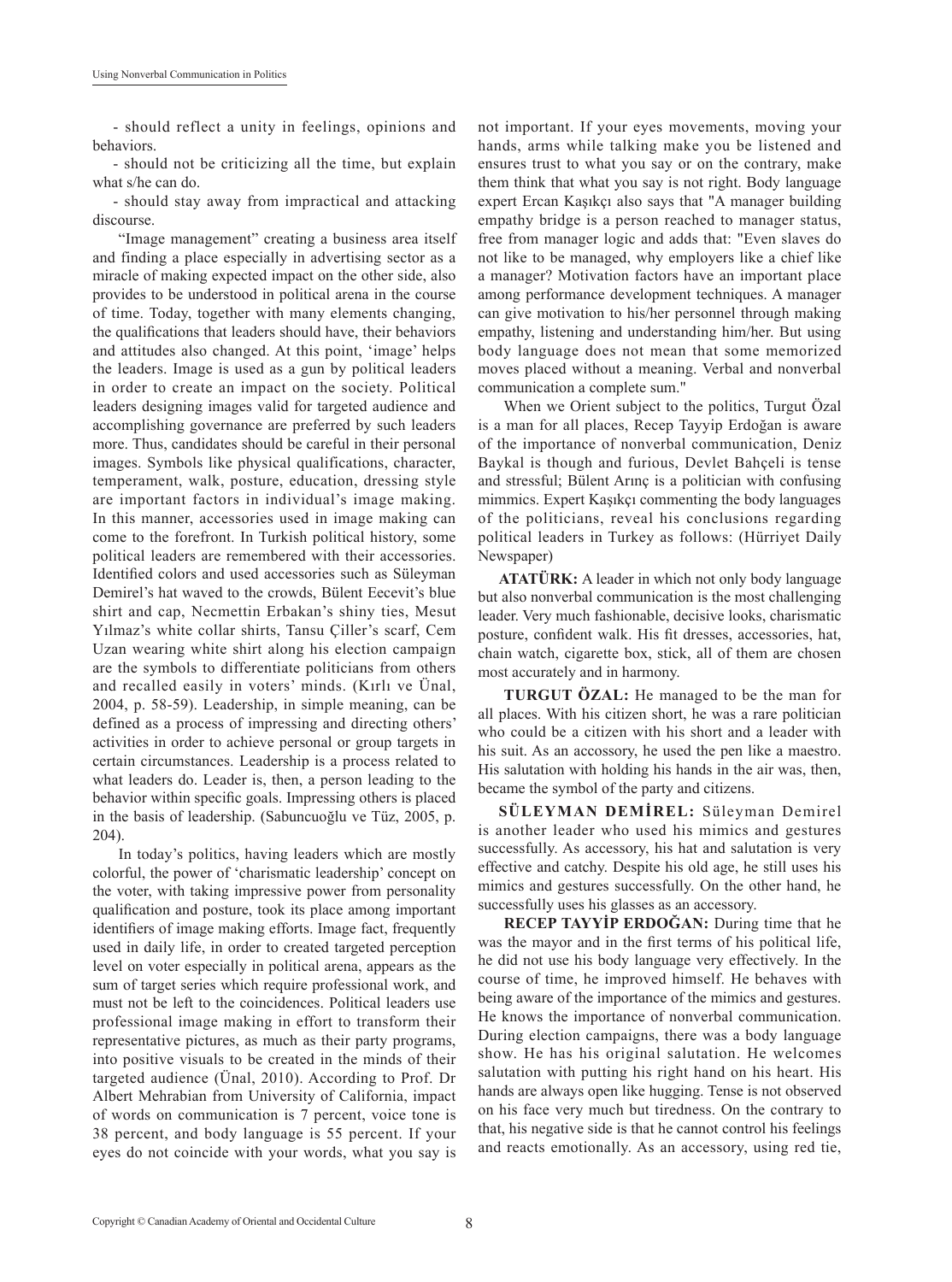- should reflect a unity in feelings, opinions and behaviors.

- should not be criticizing all the time, but explain what s/he can do.

- should stay away from impractical and attacking discourse.

"Image management" creating a business area itself and finding a place especially in advertising sector as a miracle of making expected impact on the other side, also provides to be understood in political arena in the course of time. Today, together with many elements changing, the qualifications that leaders should have, their behaviors and attitudes also changed. At this point, 'image' helps the leaders. Image is used as a gun by political leaders in order to create an impact on the society. Political leaders designing images valid for targeted audience and accomplishing governance are preferred by such leaders more. Thus, candidates should be careful in their personal images. Symbols like physical qualifications, character, temperament, walk, posture, education, dressing style are important factors in individual's image making. In this manner, accessories used in image making can come to the forefront. In Turkish political history, some political leaders are remembered with their accessories. Identified colors and used accessories such as Süleyman Demirel's hat waved to the crowds, Bülent Eecevit's blue shirt and cap, Necmettin Erbakan's shiny ties, Mesut Yılmaz's white collar shirts, Tansu Çiller's scarf, Cem Uzan wearing white shirt along his election campaign are the symbols to differentiate politicians from others and recalled easily in voters' minds. (Kırlı ve Ünal, 2004, p. 58-59). Leadership, in simple meaning, can be defined as a process of impressing and directing others' activities in order to achieve personal or group targets in certain circumstances. Leadership is a process related to what leaders do. Leader is, then, a person leading to the behavior within specific goals. Impressing others is placed in the basis of leadership. (Sabuncuoğlu ve Tüz, 2005, p. 204).

In today's politics, having leaders which are mostly colorful, the power of 'charismatic leadership' concept on the voter, with taking impressive power from personality qualification and posture, took its place among important identifiers of image making efforts. Image fact, frequently used in daily life, in order to created targeted perception level on voter especially in political arena, appears as the sum of target series which require professional work, and must not be left to the coincidences. Political leaders use professional image making in effort to transform their representative pictures, as much as their party programs, into positive visuals to be created in the minds of their targeted audience (Ünal, 2010). According to Prof. Dr Albert Mehrabian from University of California, impact of words on communication is 7 percent, voice tone is 38 percent, and body language is 55 percent. If your eyes do not coincide with your words, what you say is not important. If your eyes movements, moving your hands, arms while talking make you be listened and ensures trust to what you say or on the contrary, make them think that what you say is not right. Body language expert Ercan Kaşıkçı also says that "A manager building empathy bridge is a person reached to manager status, free from manager logic and adds that: "Even slaves do not like to be managed, why employers like a chief like a manager? Motivation factors have an important place among performance development techniques. A manager can give motivation to his/her personnel through making empathy, listening and understanding him/her. But using body language does not mean that some memorized moves placed without a meaning. Verbal and nonverbal communication a complete sum."

When we Orient subject to the politics, Turgut Özal is a man for all places, Recep Tayyip Erdoğan is aware of the importance of nonverbal communication, Deniz Baykal is though and furious, Devlet Bahçeli is tense and stressful; Bülent Arınç is a politician with confusing mimmics. Expert Kaşıkçı commenting the body languages of the politicians, reveal his conclusions regarding political leaders in Turkey as follows: (Hürriyet Daily Newspaper)

**ATATÜRK:** A leader in which not only body language but also nonverbal communication is the most challenging leader. Very much fashionable, decisive looks, charismatic posture, confident walk. His fit dresses, accessories, hat, chain watch, cigarette box, stick, all of them are chosen most accurately and in harmony.

**TURGUT ÖZAL:** He managed to be the man for all places. With his citizen short, he was a rare politician who could be a citizen with his short and a leader with his suit. As an accossory, he used the pen like a maestro. His salutation with holding his hands in the air was, then, became the symbol of the party and citizens.

**SÜLEYMAN DEMİREL:** Süleyman Demirel is another leader who used his mimics and gestures successfully. As accessory, his hat and salutation is very effective and catchy. Despite his old age, he still uses his mimics and gestures successfully. On the other hand, he successfully uses his glasses as an accessory.

**RECEP TAYYİP ERDOĞAN:** During time that he was the mayor and in the first terms of his political life, he did not use his body language very effectively. In the course of time, he improved himself. He behaves with being aware of the importance of the mimics and gestures. He knows the importance of nonverbal communication. During election campaigns, there was a body language show. He has his original salutation. He welcomes salutation with putting his right hand on his heart. His hands are always open like hugging. Tense is not observed on his face very much but tiredness. On the contrary to that, his negative side is that he cannot control his feelings and reacts emotionally. As an accessory, using red tie,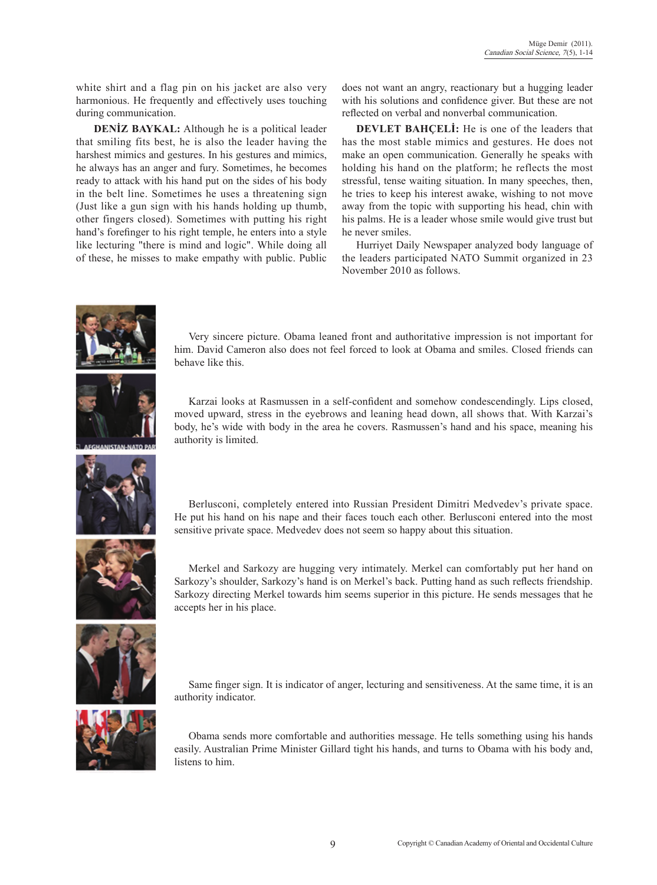white shirt and a flag pin on his jacket are also very harmonious. He frequently and effectively uses touching during communication.

**DENİZ BAYKAL:** Although he is a political leader that smiling fits best, he is also the leader having the harshest mimics and gestures. In his gestures and mimics, he always has an anger and fury. Sometimes, he becomes ready to attack with his hand put on the sides of his body in the belt line. Sometimes he uses a threatening sign (Just like a gun sign with his hands holding up thumb, other fingers closed). Sometimes with putting his right hand's forefinger to his right temple, he enters into a style like lecturing "there is mind and logic". While doing all of these, he misses to make empathy with public. Public does not want an angry, reactionary but a hugging leader with his solutions and confidence giver. But these are not reflected on verbal and nonverbal communication.

**DEVLET BAHÇELİ:** He is one of the leaders that has the most stable mimics and gestures. He does not make an open communication. Generally he speaks with holding his hand on the platform; he reflects the most stressful, tense waiting situation. In many speeches, then, he tries to keep his interest awake, wishing to not move away from the topic with supporting his head, chin with his palms. He is a leader whose smile would give trust but he never smiles.

Hurriyet Daily Newspaper analyzed body language of the leaders participated NATO Summit organized in 23 November 2010 as follows.

Very sincere picture. Obama leaned front and authoritative impression is not important for him. David Cameron also does not feel forced to look at Obama and smiles. Closed friends can behave like this.

Karzai looks at Rasmussen in a self-confident and somehow condescendingly. Lips closed, moved upward, stress in the eyebrows and leaning head down, all shows that. With Karzai's body, he's wide with body in the area he covers. Rasmussen's hand and his space, meaning his authority is limited.

Berlusconi, completely entered into Russian President Dimitri Medvedev's private space. He put his hand on his nape and their faces touch each other. Berlusconi entered into the most sensitive private space. Medvedev does not seem so happy about this situation.

Merkel and Sarkozy are hugging very intimately. Merkel can comfortably put her hand on Sarkozy's shoulder, Sarkozy's hand is on Merkel's back. Putting hand as such reflects friendship. Sarkozy directing Merkel towards him seems superior in this picture. He sends messages that he accepts her in his place.

Same finger sign. It is indicator of anger, lecturing and sensitiveness. At the same time, it is an authority indicator.

Obama sends more comfortable and authorities message. He tells something using his hands easily. Australian Prime Minister Gillard tight his hands, and turns to Obama with his body and, listens to him.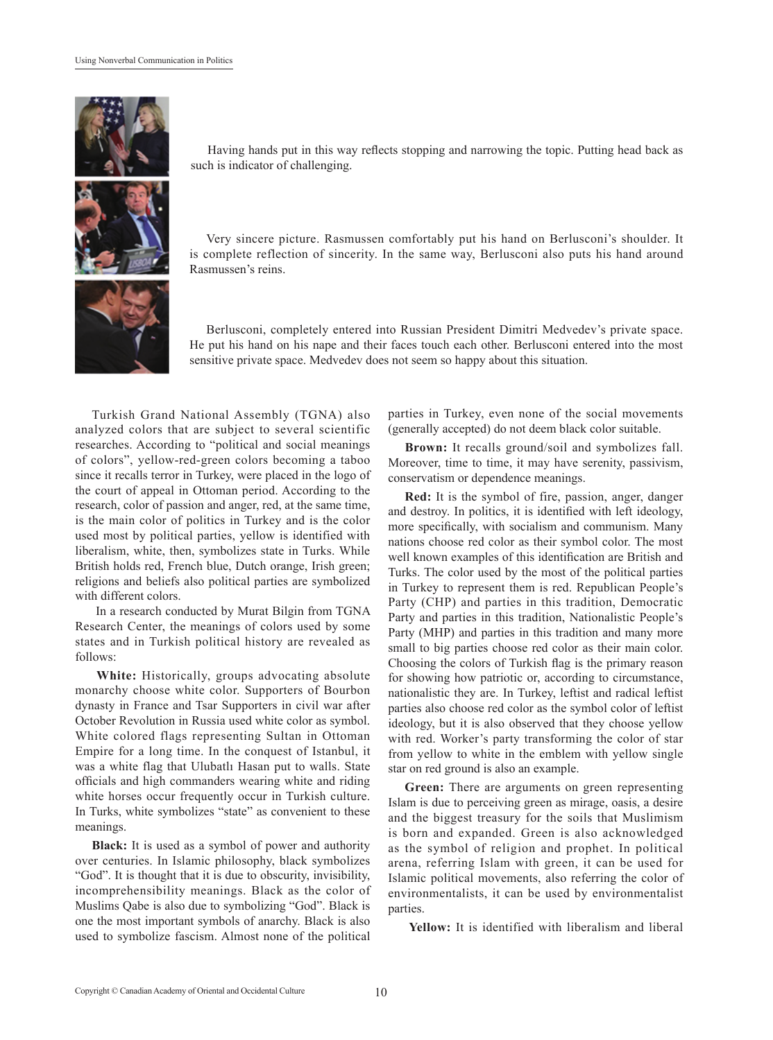Having hands put in this way reflects stopping and narrowing the topic. Putting head back as such is indicator of challenging.

Very sincere picture. Rasmussen comfortably put his hand on Berlusconi's shoulder. It is complete reflection of sincerity. In the same way, Berlusconi also puts his hand around Rasmussen's reins.

Berlusconi, completely entered into Russian President Dimitri Medvedev's private space. He put his hand on his nape and their faces touch each other. Berlusconi entered into the most sensitive private space. Medvedev does not seem so happy about this situation.

Turkish Grand National Assembly (TGNA) also analyzed colors that are subject to several scientific researches. According to "political and social meanings of colors", yellow-red-green colors becoming a taboo since it recalls terror in Turkey, were placed in the logo of the court of appeal in Ottoman period. According to the research, color of passion and anger, red, at the same time, is the main color of politics in Turkey and is the color used most by political parties, yellow is identified with liberalism, white, then, symbolizes state in Turks. While British holds red, French blue, Dutch orange, Irish green; religions and beliefs also political parties are symbolized with different colors.

In a research conducted by Murat Bilgin from TGNA Research Center, the meanings of colors used by some states and in Turkish political history are revealed as follows:

**White:** Historically, groups advocating absolute monarchy choose white color. Supporters of Bourbon dynasty in France and Tsar Supporters in civil war after October Revolution in Russia used white color as symbol. White colored flags representing Sultan in Ottoman Empire for a long time. In the conquest of Istanbul, it was a white flag that Ulubatlı Hasan put to walls. State officials and high commanders wearing white and riding white horses occur frequently occur in Turkish culture. In Turks, white symbolizes "state" as convenient to these meanings.

**Black:** It is used as a symbol of power and authority over centuries. In Islamic philosophy, black symbolizes "God". It is thought that it is due to obscurity, invisibility, incomprehensibility meanings. Black as the color of Muslims Qabe is also due to symbolizing "God". Black is one the most important symbols of anarchy. Black is also used to symbolize fascism. Almost none of the political parties in Turkey, even none of the social movements (generally accepted) do not deem black color suitable.

**Brown:** It recalls ground/soil and symbolizes fall. Moreover, time to time, it may have serenity, passivism, conservatism or dependence meanings.

**Red:** It is the symbol of fire, passion, anger, danger and destroy. In politics, it is identified with left ideology, more specifically, with socialism and communism. Many nations choose red color as their symbol color. The most well known examples of this identification are British and Turks. The color used by the most of the political parties in Turkey to represent them is red. Republican People's Party (CHP) and parties in this tradition, Democratic Party and parties in this tradition, Nationalistic People's Party (MHP) and parties in this tradition and many more small to big parties choose red color as their main color. Choosing the colors of Turkish flag is the primary reason for showing how patriotic or, according to circumstance, nationalistic they are. In Turkey, leftist and radical leftist parties also choose red color as the symbol color of leftist ideology, but it is also observed that they choose yellow with red. Worker's party transforming the color of star from yellow to white in the emblem with yellow single star on red ground is also an example.

**Green:** There are arguments on green representing Islam is due to perceiving green as mirage, oasis, a desire and the biggest treasury for the soils that Muslimism is born and expanded. Green is also acknowledged as the symbol of religion and prophet. In political arena, referring Islam with green, it can be used for Islamic political movements, also referring the color of environmentalists, it can be used by environmentalist parties.

**Yellow:** It is identified with liberalism and liberal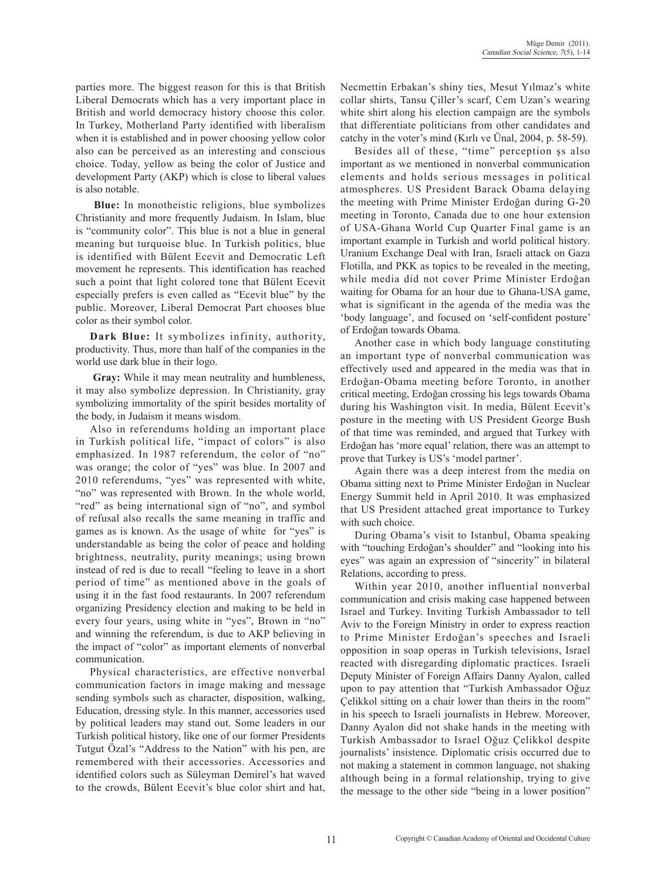parties more. The biggest reason for this is that British Liberal Democrats which has a very important place in British and world democracy history choose this color. In Turkey, Motherland Party identified with liberalism when it is established and in power choosing yellow color also can be perceived as an interesting and conscious choice. Today, yellow as being the color of Justice and development Party (AKP) which is close to liberal values is also notable.

**Blue:** In monotheistic religions, blue symbolizes Christianity and more frequently Judaism. In Islam, blue is "community color". This blue is not a blue in general meaning but turquoise blue. In Turkish politics, blue is identified with Bülent Ecevit and Democratic Left movement he represents. This identification has reached such a point that light colored tone that Bülent Ecevit especially prefers is even called as "Ecevit blue" by the public. Moreover, Liberal Democrat Part chooses blue color as their symbol color.

**Dark Blue:** It symbolizes infinity, authority, productivity. Thus, more than half of the companies in the world use dark blue in their logo.

**Gray:** While it may mean neutrality and humbleness, it may also symbolize depression. In Christianity, gray symbolizing immortality of the spirit besides mortality of the body, in Judaism it means wisdom.

Also in referendums holding an important place in Turkish political life, "impact of colors" is also emphasized. In 1987 referendum, the color of "no" was orange; the color of "yes" was blue. In 2007 and 2010 referendums, "yes" was represented with white, "no" was represented with Brown. In the whole world, "red" as being international sign of "no", and symbol of refusal also recalls the same meaning in traffic and games as is known. As the usage of white for "yes" is understandable as being the color of peace and holding brightness, neutrality, purity meanings; using brown instead of red is due to recall "feeling to leave in a short period of time" as mentioned above in the goals of using it in the fast food restaurants. In 2007 referendum organizing Presidency election and making to be held in every four years, using white in "yes", Brown in "no" and winning the referendum, is due to AKP believing in the impact of "color" as important elements of nonverbal communication.

Physical characteristics, are effective nonverbal communication factors in image making and message sending symbols such as character, disposition, walking, Education, dressing style. In this manner, accessories used by political leaders may stand out. Some leaders in our Turkish political history, like one of our former Presidents Tutgut Özal's "Address to the Nation" with his pen, are remembered with their accessories. Accessories and identified colors such as Süleyman Demirel's hat waved to the crowds, Bülent Ecevit's blue color shirt and hat, Necmettin Erbakan's shiny ties, Mesut Yılmaz's white collar shirts, Tansu Çiller's scarf, Cem Uzan's wearing white shirt along his election campaign are the symbols that differentiate politicians from other candidates and catchy in the voter's mind (Kırlı ve Ünal, 2004, p. 58-59).

Besides all of these, "time" perception şs also important as we mentioned in nonverbal communication elements and holds serious messages in political atmospheres. US President Barack Obama delaying the meeting with Prime Minister Erdoğan during G-20 meeting in Toronto, Canada due to one hour extension of USA-Ghana World Cup Quarter Final game is an important example in Turkish and world political history. Uranium Exchange Deal with Iran, Israeli attack on Gaza Flotilla, and PKK as topics to be revealed in the meeting, while media did not cover Prime Minister Erdoğan waiting for Obama for an hour due to Ghana-USA game, what is significant in the agenda of the media was the 'body language', and focused on 'self-confident posture' of Erdoğan towards Obama.

Another case in which body language constituting an important type of nonverbal communication was effectively used and appeared in the media was that in Erdoğan-Obama meeting before Toronto, in another critical meeting, Erdoğan crossing his legs towards Obama during his Washington visit. In media, Bülent Ecevit's posture in the meeting with US President George Bush of that time was reminded, and argued that Turkey with Erdoğan has 'more equal' relation, there was an attempt to prove that Turkey is US's 'model partner'.

Again there was a deep interest from the media on Obama sitting next to Prime Minister Erdoğan in Nuclear Energy Summit held in April 2010. It was emphasized that US President attached great importance to Turkey with such choice.

During Obama's visit to Istanbul, Obama speaking with "touching Erdoğan's shoulder" and "looking into his eyes" was again an expression of "sincerity" in bilateral Relations, according to press.

Within year 2010, another influential nonverbal communication and crisis making case happened between Israel and Turkey. Inviting Turkish Ambassador to tell Aviv to the Foreign Ministry in order to express reaction to Prime Minister Erdoğan's speeches and Israeli opposition in soap operas in Turkish televisions, Israel reacted with disregarding diplomatic practices. Israeli Deputy Minister of Foreign Affairs Danny Ayalon, called upon to pay attention that "Turkish Ambassador Oğuz Çelikkol sitting on a chair lower than theirs in the room" in his speech to Israeli journalists in Hebrew. Moreover, Danny Ayalon did not shake hands in the meeting with Turkish Ambassador to Israel Oğuz Çelikkol despite journalists' insistence. Diplomatic crisis occurred due to not making a statement in common language, not shaking although being in a formal relationship, trying to give the message to the other side "being in a lower position"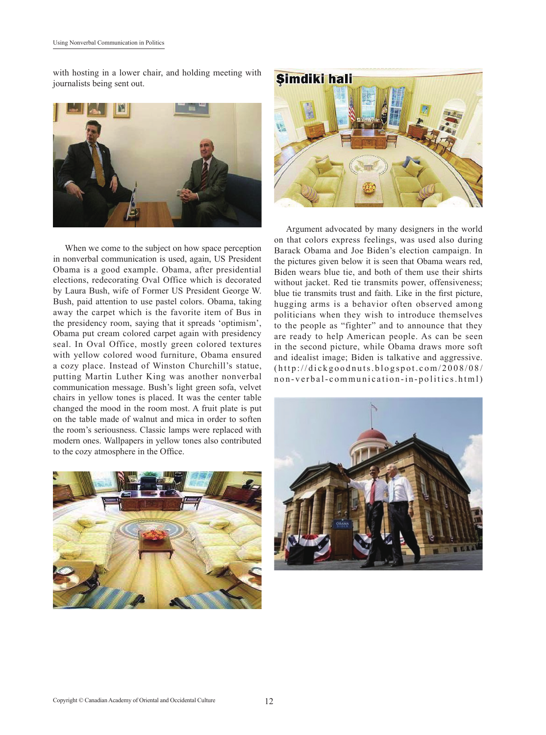with hosting in a lower chair, and holding meeting with journalists being sent out.

When we come to the subject on how space perception in nonverbal communication is used, again, US President Obama is a good example. Obama, after presidential elections, redecorating Oval Office which is decorated by Laura Bush, wife of Former US President George W. Bush, paid attention to use pastel colors. Obama, taking away the carpet which is the favorite item of Bus in the presidency room, saying that it spreads 'optimism', Obama put cream colored carpet again with presidency seal. In Oval Office, mostly green colored textures with yellow colored wood furniture, Obama ensured a cozy place. Instead of Winston Churchill's statue, putting Martin Luther King was another nonverbal communication message. Bush's light green sofa, velvet chairs in yellow tones is placed. It was the center table changed the mood in the room most. A fruit plate is put on the table made of walnut and mica in order to soften the room's seriousness. Classic lamps were replaced with modern ones. Wallpapers in yellow tones also contributed to the cozy atmosphere in the Office.

Argument advocated by many designers in the world on that colors express feelings, was used also during Barack Obama and Joe Biden's election campaign. In the pictures given below it is seen that Obama wears red, Biden wears blue tie, and both of them use their shirts without jacket. Red tie transmits power, offensiveness; blue tie transmits trust and faith. Like in the first picture, hugging arms is a behavior often observed among politicians when they wish to introduce themselves to the people as "fighter" and to announce that they are ready to help American people. As can be seen in the second picture, while Obama draws more soft and idealist image; Biden is talkative and aggressive. (http://dickgoodnuts.blogspot.com/2008/08/non-verbal-communication-in-politics.html)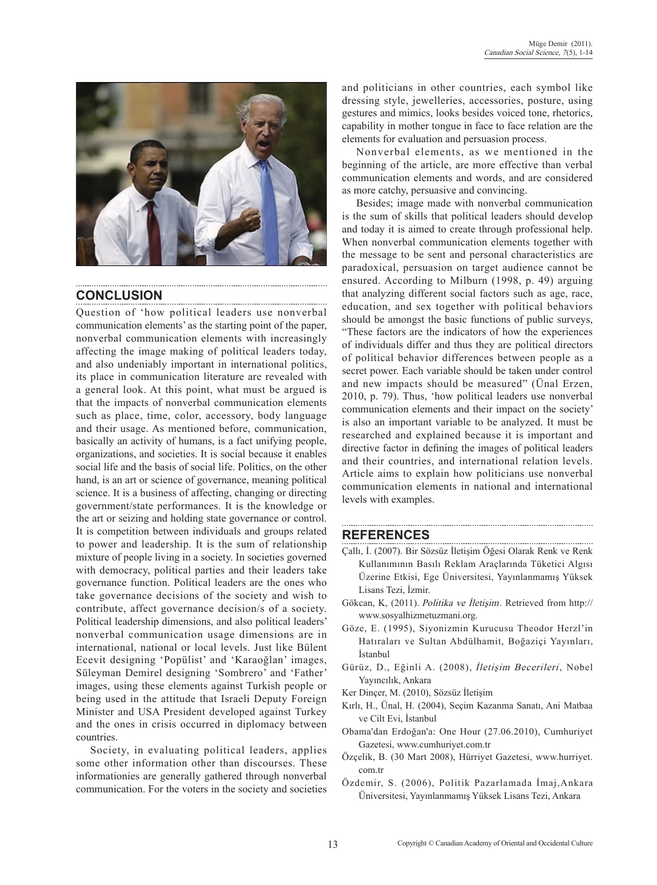## CONCLUSION

Question of 'how political leaders use nonverbal communication elements' as the starting point of the paper, nonverbal communication elements with increasingly affecting the image making of political leaders today, and also undeniably important in international politics, its place in communication literature are revealed with a general look. At this point, what must be argued is that the impacts of nonverbal communication elements such as place, time, color, accessory, body language and their usage. As mentioned before, communication, basically an activity of humans, is a fact unifying people, organizations, and societies. It is social because it enables social life and the basis of social life. Politics, on the other hand, is an art or science of governance, meaning political science. It is a business of affecting, changing or directing government/state performances. It is the knowledge or the art or seizing and holding state governance or control. It is competition between individuals and groups related to power and leadership. It is the sum of relationship mixture of people living in a society. In societies governed with democracy, political parties and their leaders take governance function. Political leaders are the ones who take governance decisions of the society and wish to contribute, affect governance decision/s of a society. Political leadership dimensions, and also political leaders' nonverbal communication usage dimensions are in international, national or local levels. Just like Bülent Ecevit designing 'Popülist' and 'Karaoğlan' images, Süleyman Demirel designing 'Sombrero' and 'Father' images, using these elements against Turkish people or being used in the attitude that Israeli Deputy Foreign Minister and USA President developed against Turkey and the ones in crisis occurred in diplomacy between countries.

Society, in evaluating political leaders, applies some other information other than discourses. These informationies are generally gathered through nonverbal communication. For the voters in the society and societies and politicians in other countries, each symbol like dressing style, jewelleries, accessories, posture, using gestures and mimics, looks besides voiced tone, rhetorics, capability in mother tongue in face to face relation are the elements for evaluation and persuasion process.

Nonverbal elements, as we mentioned in the beginning of the article, are more effective than verbal communication elements and words, and are considered as more catchy, persuasive and convincing.

Besides; image made with nonverbal communication is the sum of skills that political leaders should develop and today it is aimed to create through professional help. When nonverbal communication elements together with the message to be sent and personal characteristics are paradoxical, persuasion on target audience cannot be ensured. According to Milburn (1998, p. 49) arguing that analyzing different social factors such as age, race, education, and sex together with political behaviors should be amongst the basic functions of public surveys, "These factors are the indicators of how the experiences of individuals differ and thus they are political directors of political behavior differences between people as a secret power. Each variable should be taken under control and new impacts should be measured" (Ünal Erzen, 2010, p. 79). Thus, 'how political leaders use nonverbal communication elements and their impact on the society' is also an important variable to be analyzed. It must be researched and explained because it is important and directive factor in defining the images of political leaders and their countries, and international relation levels. Article aims to explain how politicians use nonverbal communication elements in national and international levels with examples.

## REFERENCES

Çallı, İ. (2007). Bir Sözsüz İletişim Öğesi Olarak Renk ve Renk Kullanımının Basılı Reklam Araçlarında Tüketici Algısı Üzerine Etkisi, Ege Üniversitesi, Yayınlanmamış Yüksek Lisans Tezi, İzmir.

Gökcan, K, (2011). *Politika ve İletişim*. Retrieved from http://www.sosyalhizmetuzmani.org.

Göze, E. (1995), Siyonizmin Kurucusu Theodor Herzl'in Hatıraları ve Sultan Abdülhamit, Boğaziçi Yayınları, İstanbul

Gürüz, D., Eğinli A. (2008), *İletişim Becerileri*, Nobel Yayıncılık, Ankara

Ker Dinçer, M. (2010), Sözsüz İletişim

Kırlı, H., Ünal, H. (2004), Seçim Kazanma Sanatı, Ani Matbaa ve Cilt Evi, İstanbul

Obama'dan Erdoğan'a: One Hour (27.06.2010), Cumhuriyet Gazetesi, www.cumhuriyet.com.tr

Özçelik, B. (30 Mart 2008), Hürriyet Gazetesi, www.hurriyet.com.tr

Özdemir, S. (2006), Politik Pazarlamada İmaj,Ankara Üniversitesi, Yayınlanmamış Yüksek Lisans Tezi, Ankara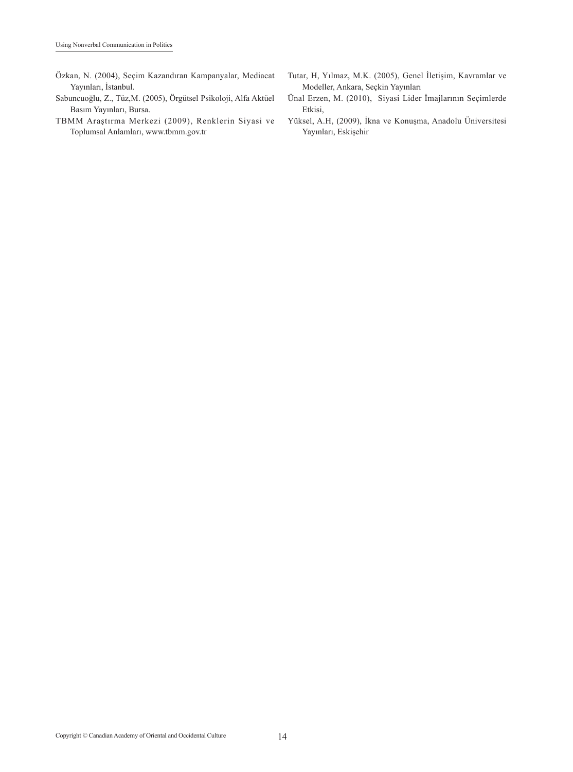Özkan, N. (2004), Seçim Kazandıran Kampanyalar, Mediacat Yayınları, İstanbul.

Sabuncuoğlu, Z., Tüz,M. (2005), Örgütsel Psikoloji, Alfa Aktüel Basım Yayınları, Bursa.

TBMM Araştırma Merkezi (2009), Renklerin Siyasi ve Toplumsal Anlamları, www.tbmm.gov.tr

Tutar, H, Yılmaz, M.K. (2005), Genel İletişim, Kavramlar ve Modeller, Ankara, Seçkin Yayınları

Ünal Erzen, M. (2010), Siyasi Lider İmajlarının Seçimlerde Etkisi,

Yüksel, A.H, (2009), İkna ve Konuşma, Anadolu Üniversitesi Yayınları, Eskişehir